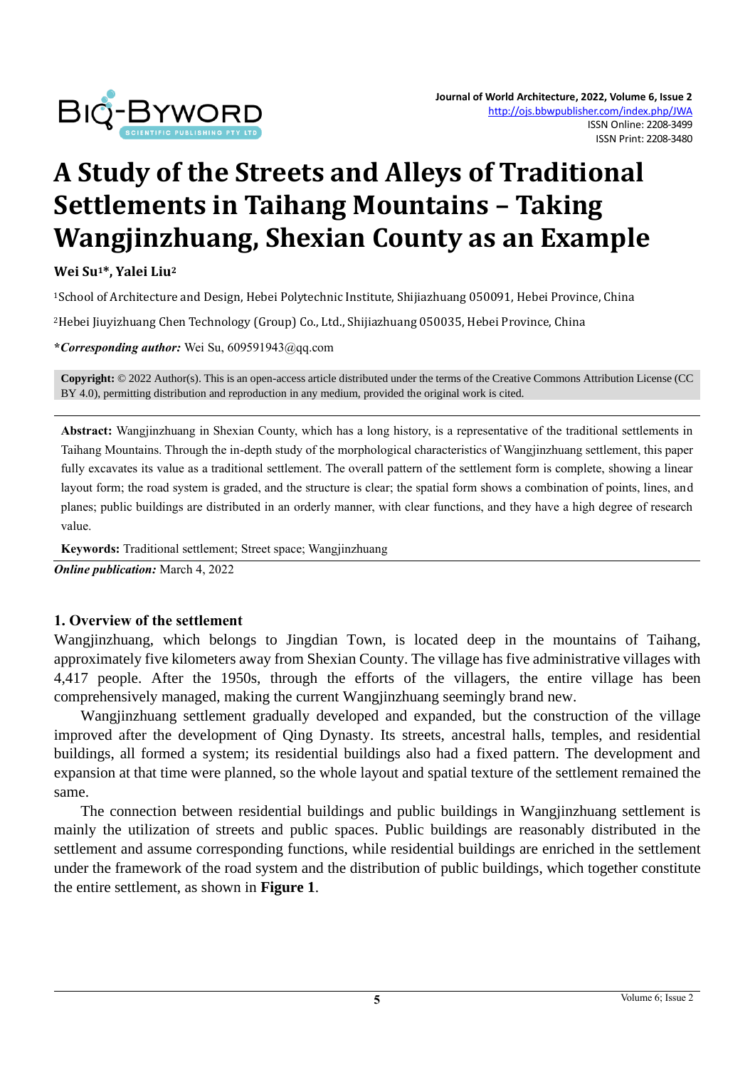# A Study of the Streets and Alleys of Traditional Settlements in Taihang Mountains – Taking Wangjinzhuang, Shexian County as an Example

**Wei Su[1]*, Yalei Liu[2]**

[1]School of Architecture and Design, Hebei Polytechnic Institute, Shijiazhuang 050091, Hebei Province, China

[2]Hebei Jiuyizhuang Chen Technology (Group) Co., Ltd., Shijiazhuang 050035, Hebei Province, China

***Corresponding author:*** Wei Su, 609591943@qq.com

**Copyright:** © 2022 Author(s). This is an open-access article distributed under the terms of the Creative Commons Attribution License (CC BY 4.0), permitting distribution and reproduction in any medium, provided the original work is cited.

**Abstract:** Wangjinzhuang in Shexian County, which has a long history, is a representative of the traditional settlements in Taihang Mountains. Through the in-depth study of the morphological characteristics of Wangjinzhuang settlement, this paper fully excavates its value as a traditional settlement. The overall pattern of the settlement form is complete, showing a linear layout form; the road system is graded, and the structure is clear; the spatial form shows a combination of points, lines, and planes; public buildings are distributed in an orderly manner, with clear functions, and they have a high degree of research value.

**Keywords:** Traditional settlement; Street space; Wangjinzhuang

***Online publication:*** March 4, 2022

## 1. Overview of the settlement

Wangjinzhuang, which belongs to Jingdian Town, is located deep in the mountains of Taihang, approximately five kilometers away from Shexian County. The village has five administrative villages with 4,417 people. After the 1950s, through the efforts of the villagers, the entire village has been comprehensively managed, making the current Wangjinzhuang seemingly brand new.

Wangjinzhuang settlement gradually developed and expanded, but the construction of the village improved after the development of Qing Dynasty. Its streets, ancestral halls, temples, and residential buildings, all formed a system; its residential buildings also had a fixed pattern. The development and expansion at that time were planned, so the whole layout and spatial texture of the settlement remained the same.

The connection between residential buildings and public buildings in Wangjinzhuang settlement is mainly the utilization of streets and public spaces. Public buildings are reasonably distributed in the settlement and assume corresponding functions, while residential buildings are enriched in the settlement under the framework of the road system and the distribution of public buildings, which together constitute the entire settlement, as shown in **Figure 1**.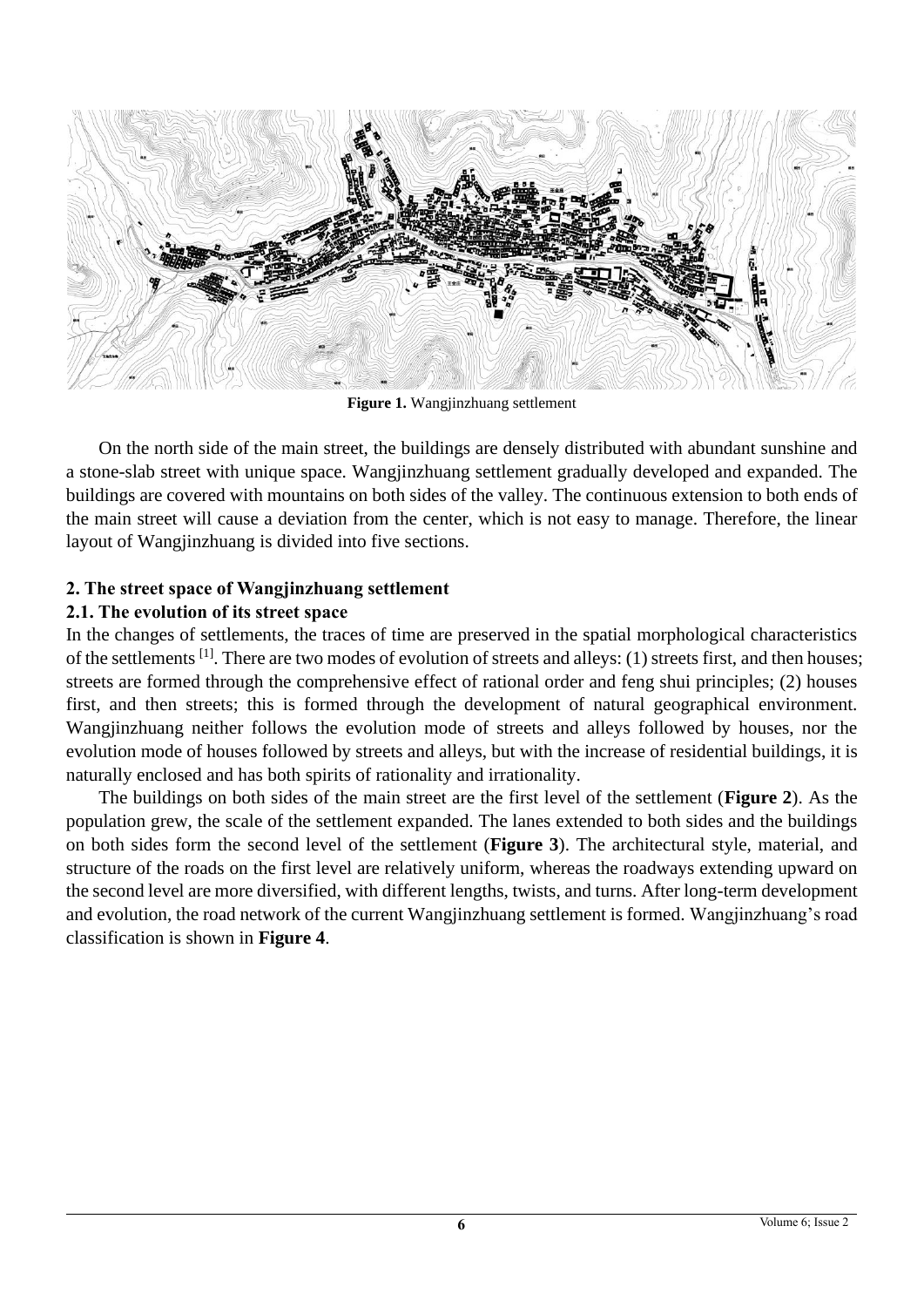**Figure 1.** Wangjinzhuang settlement

On the north side of the main street, the buildings are densely distributed with abundant sunshine and a stone-slab street with unique space. Wangjinzhuang settlement gradually developed and expanded. The buildings are covered with mountains on both sides of the valley. The continuous extension to both ends of the main street will cause a deviation from the center, which is not easy to manage. Therefore, the linear layout of Wangjinzhuang is divided into five sections.

## 2. The street space of Wangjinzhuang settlement

### 2.1. The evolution of its street space

In the changes of settlements, the traces of time are preserved in the spatial morphological characteristics of the settlements [1]. There are two modes of evolution of streets and alleys: (1) streets first, and then houses; streets are formed through the comprehensive effect of rational order and feng shui principles; (2) houses first, and then streets; this is formed through the development of natural geographical environment. Wangjinzhuang neither follows the evolution mode of streets and alleys followed by houses, nor the evolution mode of houses followed by streets and alleys, but with the increase of residential buildings, it is naturally enclosed and has both spirits of rationality and irrationality.

The buildings on both sides of the main street are the first level of the settlement (**Figure 2**). As the population grew, the scale of the settlement expanded. The lanes extended to both sides and the buildings on both sides form the second level of the settlement (**Figure 3**). The architectural style, material, and structure of the roads on the first level are relatively uniform, whereas the roadways extending upward on the second level are more diversified, with different lengths, twists, and turns. After long-term development and evolution, the road network of the current Wangjinzhuang settlement is formed. Wangjinzhuang's road classification is shown in **Figure 4**.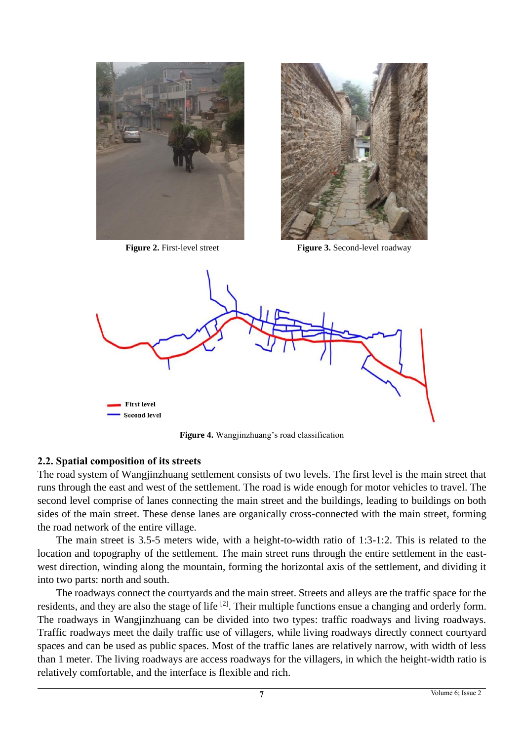Figure 2. First-level street

Figure 3. Second-level roadway

Figure 4. Wangjinzhuang's road classification

## 2.2. Spatial composition of its streets

The road system of Wangjinzhuang settlement consists of two levels. The first level is the main street that runs through the east and west of the settlement. The road is wide enough for motor vehicles to travel. The second level comprise of lanes connecting the main street and the buildings, leading to buildings on both sides of the main street. These dense lanes are organically cross-connected with the main street, forming the road network of the entire village.

The main street is 3.5-5 meters wide, with a height-to-width ratio of 1:3-1:2. This is related to the location and topography of the settlement. The main street runs through the entire settlement in the east-west direction, winding along the mountain, forming the horizontal axis of the settlement, and dividing it into two parts: north and south.

The roadways connect the courtyards and the main street. Streets and alleys are the traffic space for the residents, and they are also the stage of life [2]. Their multiple functions ensue a changing and orderly form. The roadways in Wangjinzhuang can be divided into two types: traffic roadways and living roadways. Traffic roadways meet the daily traffic use of villagers, while living roadways directly connect courtyard spaces and can be used as public spaces. Most of the traffic lanes are relatively narrow, with width of less than 1 meter. The living roadways are access roadways for the villagers, in which the height-width ratio is relatively comfortable, and the interface is flexible and rich.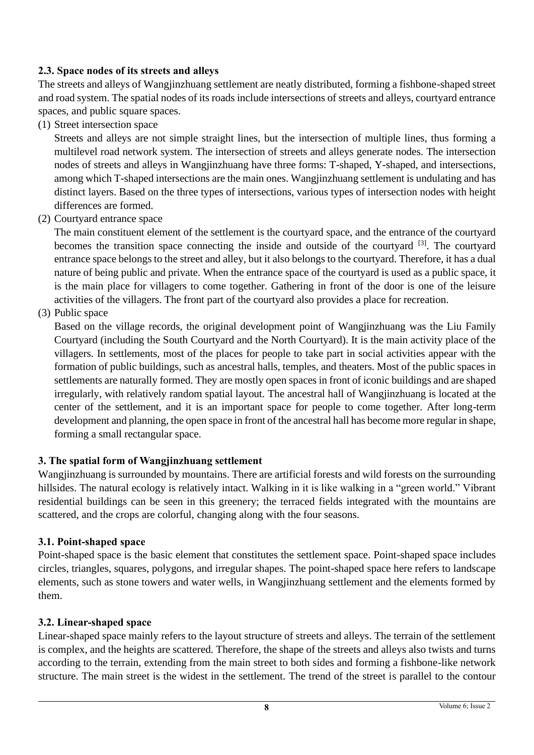### 2.3. Space nodes of its streets and alleys

The streets and alleys of Wangjinzhuang settlement are neatly distributed, forming a fishbone-shaped street and road system. The spatial nodes of its roads include intersections of streets and alleys, courtyard entrance spaces, and public square spaces.

(1) Street intersection space

Streets and alleys are not simple straight lines, but the intersection of multiple lines, thus forming a multilevel road network system. The intersection of streets and alleys generate nodes. The intersection nodes of streets and alleys in Wangjinzhuang have three forms: T-shaped, Y-shaped, and intersections, among which T-shaped intersections are the main ones. Wangjinzhuang settlement is undulating and has distinct layers. Based on the three types of intersections, various types of intersection nodes with height differences are formed.

(2) Courtyard entrance space

The main constituent element of the settlement is the courtyard space, and the entrance of the courtyard becomes the transition space connecting the inside and outside of the courtyard [3]. The courtyard entrance space belongs to the street and alley, but it also belongs to the courtyard. Therefore, it has a dual nature of being public and private. When the entrance space of the courtyard is used as a public space, it is the main place for villagers to come together. Gathering in front of the door is one of the leisure activities of the villagers. The front part of the courtyard also provides a place for recreation.

(3) Public space

Based on the village records, the original development point of Wangjinzhuang was the Liu Family Courtyard (including the South Courtyard and the North Courtyard). It is the main activity place of the villagers. In settlements, most of the places for people to take part in social activities appear with the formation of public buildings, such as ancestral halls, temples, and theaters. Most of the public spaces in settlements are naturally formed. They are mostly open spaces in front of iconic buildings and are shaped irregularly, with relatively random spatial layout. The ancestral hall of Wangjinzhuang is located at the center of the settlement, and it is an important space for people to come together. After long-term development and planning, the open space in front of the ancestral hall has become more regular in shape, forming a small rectangular space.

## 3. The spatial form of Wangjinzhuang settlement

Wangjinzhuang is surrounded by mountains. There are artificial forests and wild forests on the surrounding hillsides. The natural ecology is relatively intact. Walking in it is like walking in a "green world." Vibrant residential buildings can be seen in this greenery; the terraced fields integrated with the mountains are scattered, and the crops are colorful, changing along with the four seasons.

### 3.1. Point-shaped space

Point-shaped space is the basic element that constitutes the settlement space. Point-shaped space includes circles, triangles, squares, polygons, and irregular shapes. The point-shaped space here refers to landscape elements, such as stone towers and water wells, in Wangjinzhuang settlement and the elements formed by them.

### 3.2. Linear-shaped space

Linear-shaped space mainly refers to the layout structure of streets and alleys. The terrain of the settlement is complex, and the heights are scattered. Therefore, the shape of the streets and alleys also twists and turns according to the terrain, extending from the main street to both sides and forming a fishbone-like network structure. The main street is the widest in the settlement. The trend of the street is parallel to the contour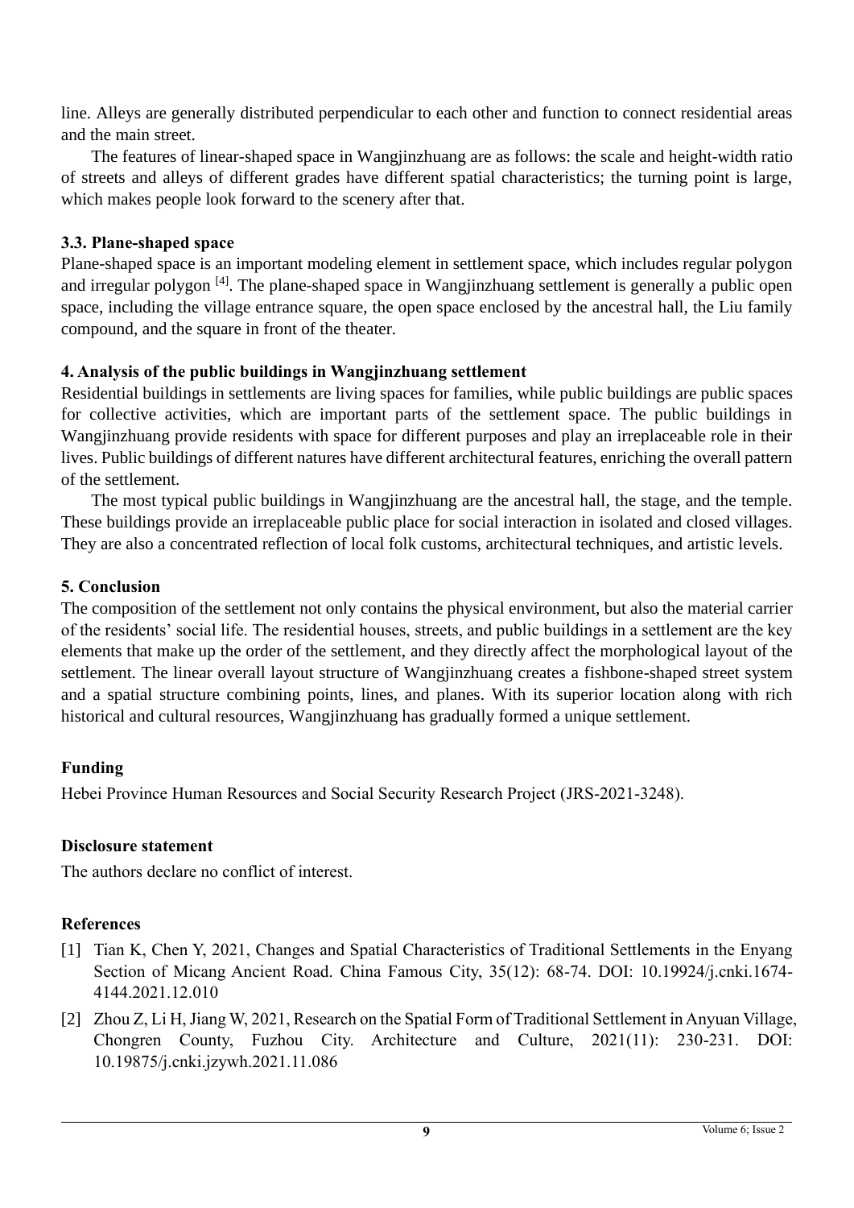line. Alleys are generally distributed perpendicular to each other and function to connect residential areas and the main street.

The features of linear-shaped space in Wangjinzhuang are as follows: the scale and height-width ratio of streets and alleys of different grades have different spatial characteristics; the turning point is large, which makes people look forward to the scenery after that.

### 3.3. Plane-shaped space

Plane-shaped space is an important modeling element in settlement space, which includes regular polygon and irregular polygon [4]. The plane-shaped space in Wangjinzhuang settlement is generally a public open space, including the village entrance square, the open space enclosed by the ancestral hall, the Liu family compound, and the square in front of the theater.

## 4. Analysis of the public buildings in Wangjinzhuang settlement

Residential buildings in settlements are living spaces for families, while public buildings are public spaces for collective activities, which are important parts of the settlement space. The public buildings in Wangjinzhuang provide residents with space for different purposes and play an irreplaceable role in their lives. Public buildings of different natures have different architectural features, enriching the overall pattern of the settlement.

The most typical public buildings in Wangjinzhuang are the ancestral hall, the stage, and the temple. These buildings provide an irreplaceable public place for social interaction in isolated and closed villages. They are also a concentrated reflection of local folk customs, architectural techniques, and artistic levels.

## 5. Conclusion

The composition of the settlement not only contains the physical environment, but also the material carrier of the residents' social life. The residential houses, streets, and public buildings in a settlement are the key elements that make up the order of the settlement, and they directly affect the morphological layout of the settlement. The linear overall layout structure of Wangjinzhuang creates a fishbone-shaped street system and a spatial structure combining points, lines, and planes. With its superior location along with rich historical and cultural resources, Wangjinzhuang has gradually formed a unique settlement.

## Funding

Hebei Province Human Resources and Social Security Research Project (JRS-2021-3248).

## Disclosure statement

The authors declare no conflict of interest.

## References

[1] Tian K, Chen Y, 2021, Changes and Spatial Characteristics of Traditional Settlements in the Enyang Section of Micang Ancient Road. China Famous City, 35(12): 68-74. DOI: 10.19924/j.cnki.1674-4144.2021.12.010

[2] Zhou Z, Li H, Jiang W, 2021, Research on the Spatial Form of Traditional Settlement in Anyuan Village, Chongren County, Fuzhou City. Architecture and Culture, 2021(11): 230-231. DOI: 10.19875/j.cnki.jzywh.2021.11.086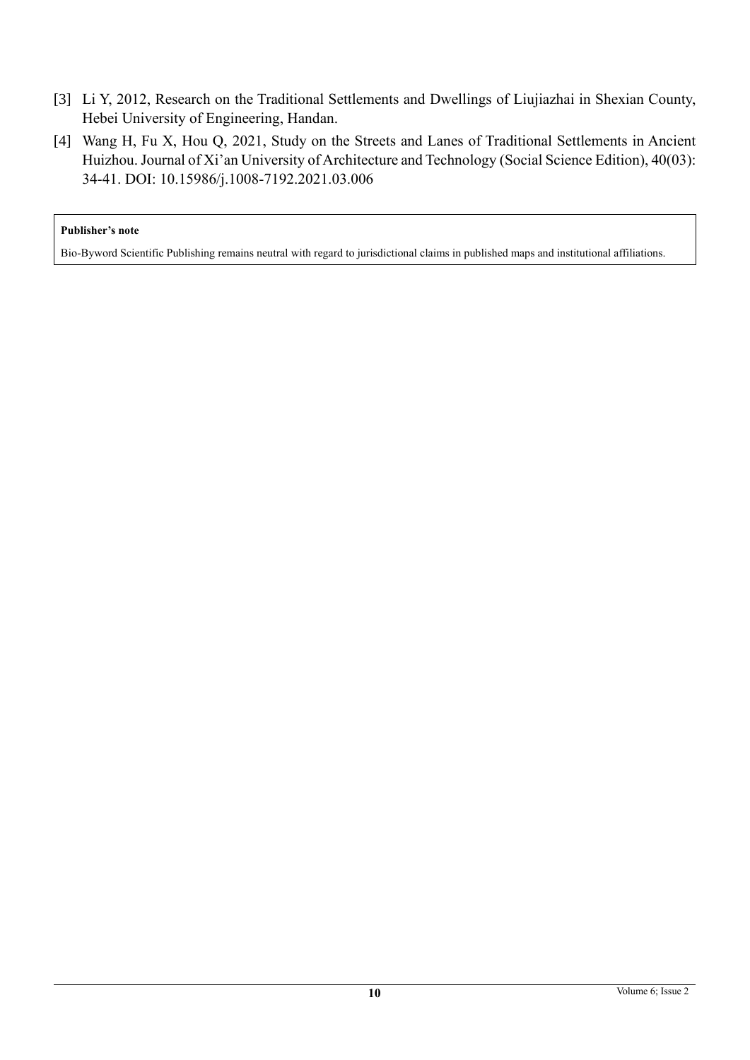[3] Li Y, 2012, Research on the Traditional Settlements and Dwellings of Liujiazhai in Shexian County, Hebei University of Engineering, Handan.

[4] Wang H, Fu X, Hou Q, 2021, Study on the Streets and Lanes of Traditional Settlements in Ancient Huizhou. Journal of Xi'an University of Architecture and Technology (Social Science Edition), 40(03): 34-41. DOI: 10.15986/j.1008-7192.2021.03.006

**Publisher's note**

Bio-Byword Scientific Publishing remains neutral with regard to jurisdictional claims in published maps and institutional affiliations.